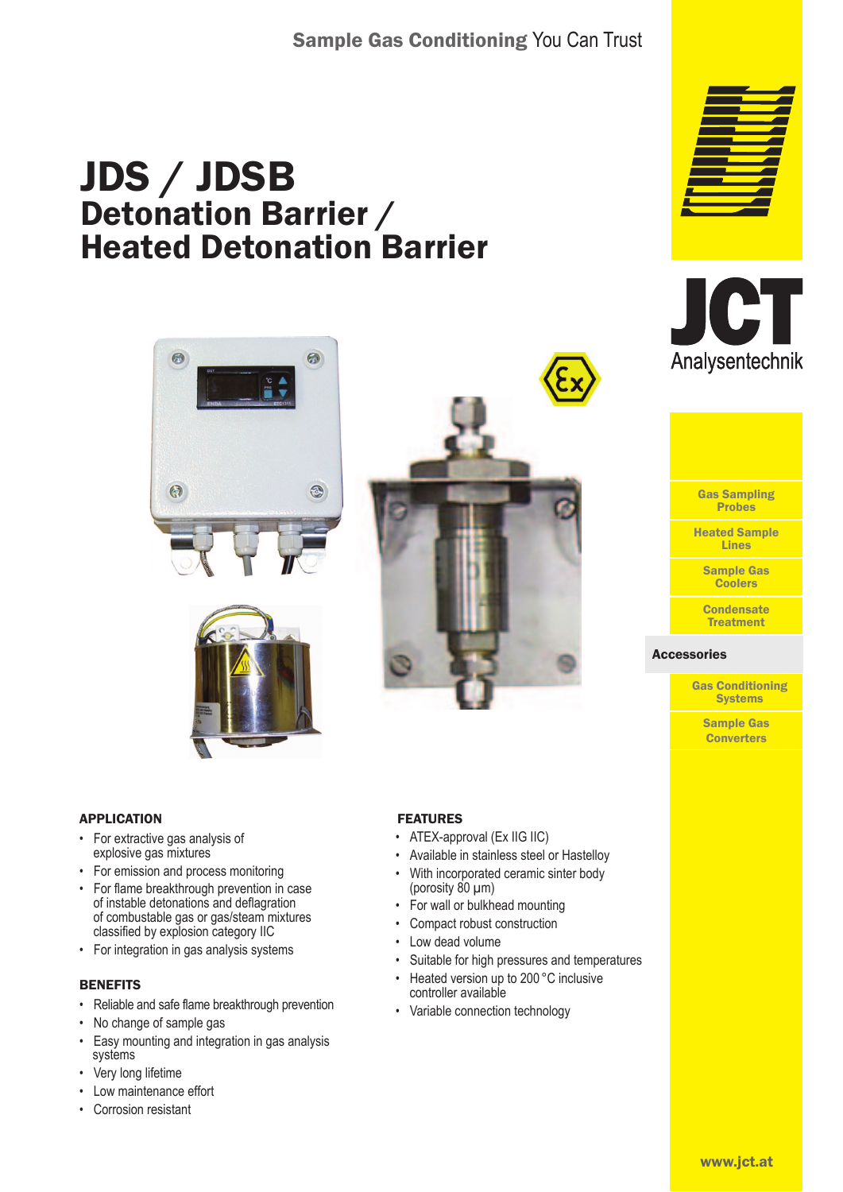Sample Gas Conditioning You Can Trust

# JDS / JDSB
## Detonation Barrier / Heated Detonation Barrier

JCT Analysentechnik

- Gas Sampling Probes
- Heated Sample Lines
- Sample Gas Coolers
- Condensate Treatment
- **Accessories**
- Gas Conditioning Systems
- Sample Gas Converters

### APPLICATION

- For extractive gas analysis of explosive gas mixtures
- For emission and process monitoring
- For flame breakthrough prevention in case of instable detonations and deflagration of combustible gas or gas/steam mixtures classified by explosion category IIC
- For integration in gas analysis systems

### BENEFITS

- Reliable and safe flame breakthrough prevention
- No change of sample gas
- Easy mounting and integration in gas analysis systems
- Very long lifetime
- Low maintenance effort
- Corrosion resistant

### FEATURES

- ATEX-approval (Ex IIG IIC)
- Available in stainless steel or Hastelloy
- With incorporated ceramic sinter body (porosity 80 µm)
- For wall or bulkhead mounting
- Compact robust construction
- Low dead volume
- Suitable for high pressures and temperatures
- Heated version up to 200 °C inclusive controller available
- Variable connection technology

www.jct.at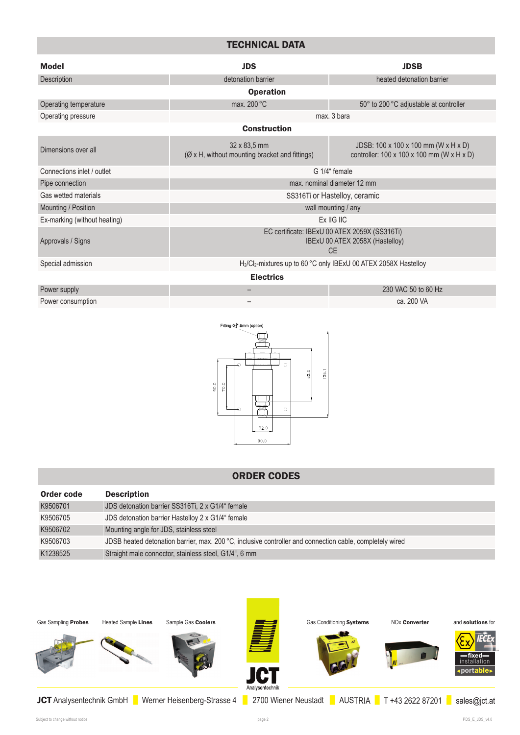## TECHNICAL DATA

| Model | JDS | JDSB |
|---|---|---|
| Description | detonation barrier | heated detonation barrier |
| **Operation** | | |
| Operating temperature | max. 200 °C | 50° to 200 °C adjustable at controller |
| Operating pressure | max. 3 bara | |
| **Construction** | | |
| Dimensions over all | 32 x 83,5 mm (Ø x H, without mounting bracket and fittings) | JDSB: 100 x 100 x 100 mm (W x H x D) controller: 100 x 100 x 100 mm (W x H x D) |
| Connections inlet / outlet | G 1/4“ female | |
| Pipe connection | max. nominal diameter 12 mm | |
| Gas wetted materials | SS316Ti or Hastelloy, ceramic | |
| Mounting / Position | wall mounting / any | |
| Ex-marking (without heating) | Ex IIG IIC | |
| Approvals / Signs | EC certificate: IBExU 00 ATEX 2059X (SS316Ti) IBExU 00 ATEX 2058X (Hastelloy) CE | |
| Special admission | $H_2/Cl_2$-mixtures up to 60 °C only IBExU 00 ATEX 2058X Hastelloy | |
| **Electrics** | | |
| Power supply | – | 230 VAC 50 to 60 Hz |
| Power consumption | – | ca. 200 VA |

Fitting G¼"-6mm (option)

83.0

136.1

90.0

70.0

32.0

90.0

## ORDER CODES

| Order code | Description |
|---|---|
| K9506701 | JDS detonation barrier SS316Ti, 2 x G1/4“ female |
| K9506705 | JDS detonation barrier Hastelloy 2 x G1/4“ female |
| K9506702 | Mounting angle for JDS, stainless steel |
| K9506703 | JDSB heated detonation barrier, max. 200 °C, inclusive controller and connection cable, completely wired |
| K1238525 | Straight male connector, stainless steel, G1/4“, 6 mm |

Gas Sampling **Probes** | Heated Sample **Lines** | Sample Gas **Coolers** | Gas Conditioning **Systems** | NOx **Converter** | and **solutions** for

fixed installation | portable

**JCT** Analysentechnik GmbH | Werner Heisenberg-Strasse 4 | 2700 Wiener Neustadt | AUSTRIA | T +43 2622 87201 | sales@jct.at

Subject to change without notice

PDS_E_JDS_v4.0